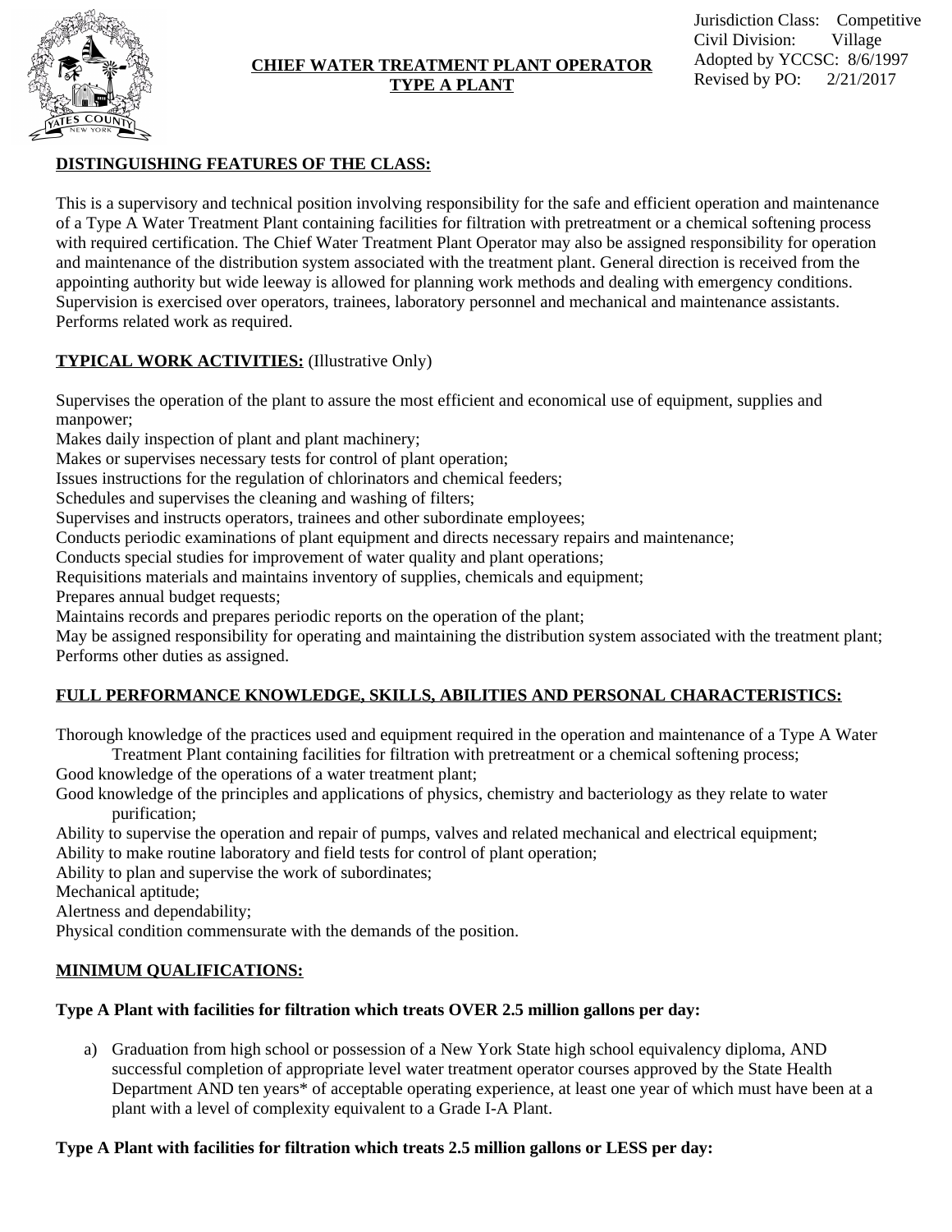Jurisdiction Class: Competitive
Civil Division: Village
Adopted by YCCSC: 8/6/1997
Revised by PO: 2/21/2017

# CHIEF WATER TREATMENT PLANT OPERATOR TYPE A PLANT

## DISTINGUISHING FEATURES OF THE CLASS:

This is a supervisory and technical position involving responsibility for the safe and efficient operation and maintenance of a Type A Water Treatment Plant containing facilities for filtration with pretreatment or a chemical softening process with required certification. The Chief Water Treatment Plant Operator may also be assigned responsibility for operation and maintenance of the distribution system associated with the treatment plant. General direction is received from the appointing authority but wide leeway is allowed for planning work methods and dealing with emergency conditions. Supervision is exercised over operators, trainees, laboratory personnel and mechanical and maintenance assistants. Performs related work as required.

## TYPICAL WORK ACTIVITIES: (Illustrative Only)

Supervises the operation of the plant to assure the most efficient and economical use of equipment, supplies and manpower;
Makes daily inspection of plant and plant machinery;
Makes or supervises necessary tests for control of plant operation;
Issues instructions for the regulation of chlorinators and chemical feeders;
Schedules and supervises the cleaning and washing of filters;
Supervises and instructs operators, trainees and other subordinate employees;
Conducts periodic examinations of plant equipment and directs necessary repairs and maintenance;
Conducts special studies for improvement of water quality and plant operations;
Requisitions materials and maintains inventory of supplies, chemicals and equipment;
Prepares annual budget requests;
Maintains records and prepares periodic reports on the operation of the plant;
May be assigned responsibility for operating and maintaining the distribution system associated with the treatment plant;
Performs other duties as assigned.

## FULL PERFORMANCE KNOWLEDGE, SKILLS, ABILITIES AND PERSONAL CHARACTERISTICS:

Thorough knowledge of the practices used and equipment required in the operation and maintenance of a Type A Water Treatment Plant containing facilities for filtration with pretreatment or a chemical softening process;
Good knowledge of the operations of a water treatment plant;
Good knowledge of the principles and applications of physics, chemistry and bacteriology as they relate to water purification;
Ability to supervise the operation and repair of pumps, valves and related mechanical and electrical equipment;
Ability to make routine laboratory and field tests for control of plant operation;
Ability to plan and supervise the work of subordinates;
Mechanical aptitude;
Alertness and dependability;
Physical condition commensurate with the demands of the position.

## MINIMUM QUALIFICATIONS:

**Type A Plant with facilities for filtration which treats OVER 2.5 million gallons per day:**

a) Graduation from high school or possession of a New York State high school equivalency diploma, AND successful completion of appropriate level water treatment operator courses approved by the State Health Department AND ten years* of acceptable operating experience, at least one year of which must have been at a plant with a level of complexity equivalent to a Grade I-A Plant.

**Type A Plant with facilities for filtration which treats 2.5 million gallons or LESS per day:**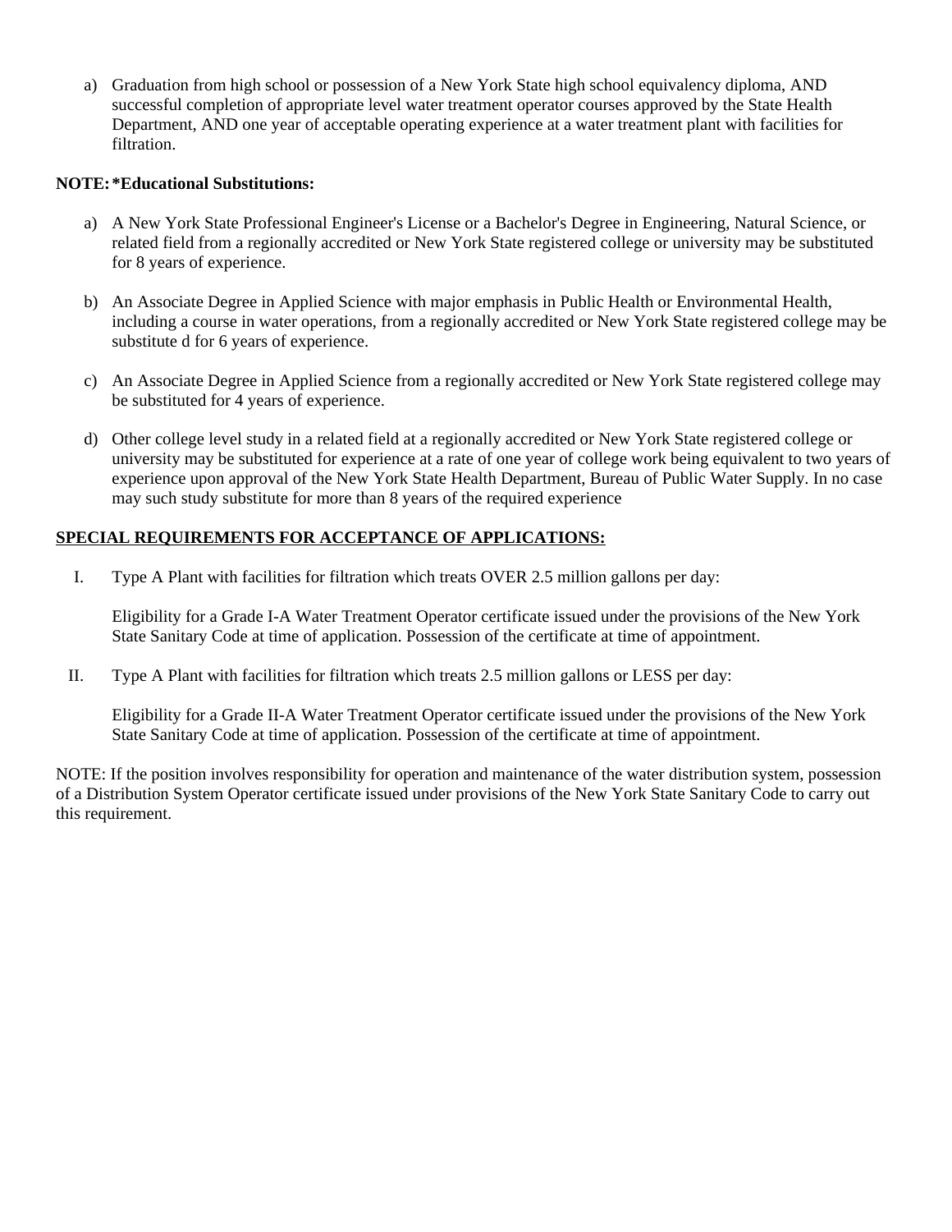a) Graduation from high school or possession of a New York State high school equivalency diploma, AND successful completion of appropriate level water treatment operator courses approved by the State Health Department, AND one year of acceptable operating experience at a water treatment plant with facilities for filtration.

**NOTE: *Educational Substitutions:**

a) A New York State Professional Engineer's License or a Bachelor's Degree in Engineering, Natural Science, or related field from a regionally accredited or New York State registered college or university may be substituted for 8 years of experience.

b) An Associate Degree in Applied Science with major emphasis in Public Health or Environmental Health, including a course in water operations, from a regionally accredited or New York State registered college may be substitute d for 6 years of experience.

c) An Associate Degree in Applied Science from a regionally accredited or New York State registered college may be substituted for 4 years of experience.

d) Other college level study in a related field at a regionally accredited or New York State registered college or university may be substituted for experience at a rate of one year of college work being equivalent to two years of experience upon approval of the New York State Health Department, Bureau of Public Water Supply. In no case may such study substitute for more than 8 years of the required experience

**SPECIAL REQUIREMENTS FOR ACCEPTANCE OF APPLICATIONS:**

I. Type A Plant with facilities for filtration which treats OVER 2.5 million gallons per day:

Eligibility for a Grade I-A Water Treatment Operator certificate issued under the provisions of the New York State Sanitary Code at time of application. Possession of the certificate at time of appointment.

II. Type A Plant with facilities for filtration which treats 2.5 million gallons or LESS per day:

Eligibility for a Grade II-A Water Treatment Operator certificate issued under the provisions of the New York State Sanitary Code at time of application. Possession of the certificate at time of appointment.

NOTE: If the position involves responsibility for operation and maintenance of the water distribution system, possession of a Distribution System Operator certificate issued under provisions of the New York State Sanitary Code to carry out this requirement.